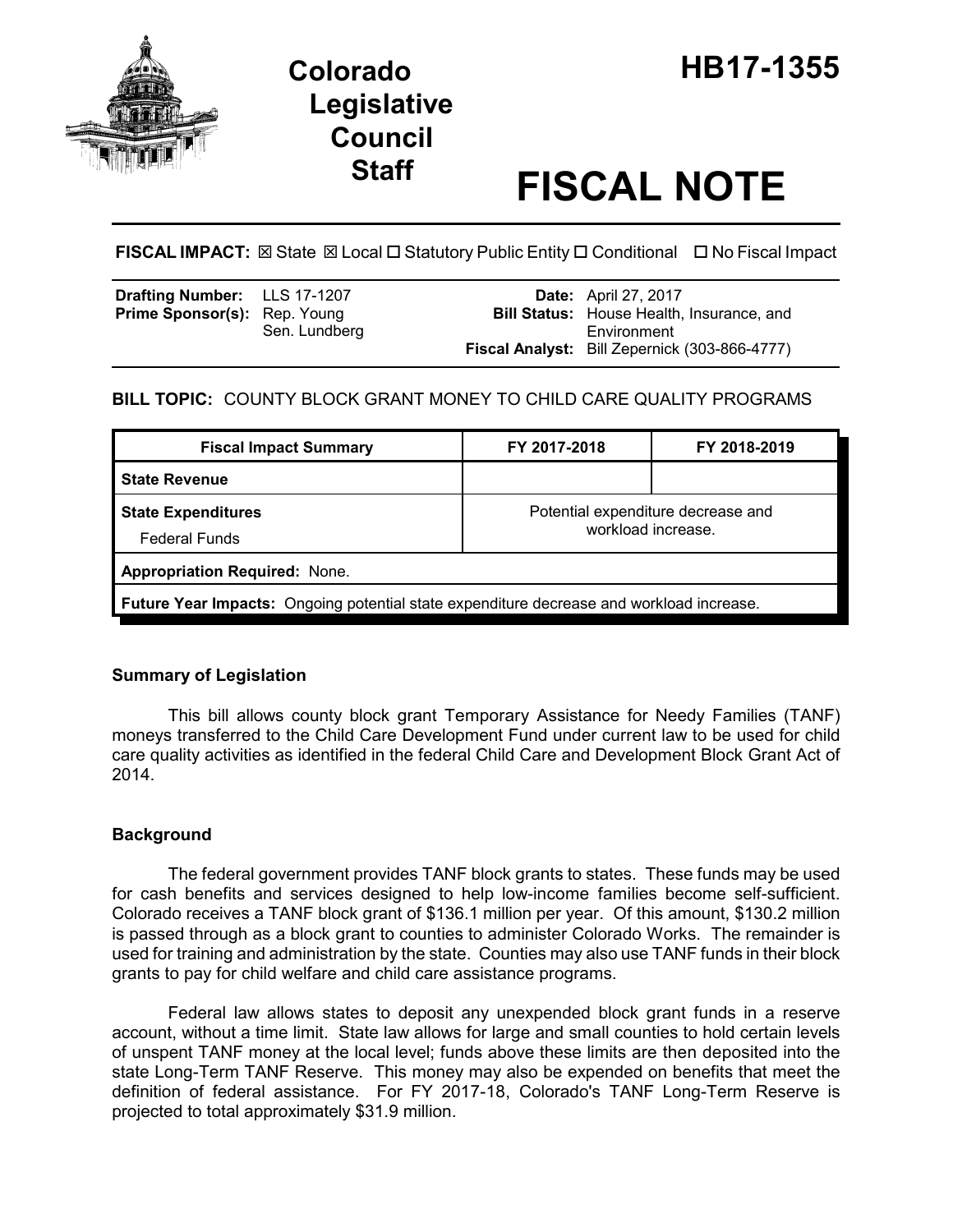# Colorado Legislative Council Staff

# HB17-1355

# FISCAL NOTE

**FISCAL IMPACT:** ☒ State ☒ Local ☐ Statutory Public Entity ☐ Conditional ☐ No Fiscal Impact

| | | | |
|---|---|---|---|
| **Drafting Number:** | LLS 17-1207 | **Date:** | April 27, 2017 |
| **Prime Sponsor(s):** | Rep. Young<br>Sen. Lundberg | **Bill Status:** | House Health, Insurance, and Environment |
| | | **Fiscal Analyst:** | Bill Zepernick (303-866-4777) |

**BILL TOPIC:** COUNTY BLOCK GRANT MONEY TO CHILD CARE QUALITY PROGRAMS

| Fiscal Impact Summary | FY 2017-2018 | FY 2018-2019 |
|---|---|---|
| **State Revenue** | | |
| **State Expenditures**<br>Federal Funds | Potential expenditure decrease and workload increase. | |
| **Appropriation Required:** None. | | |
| **Future Year Impacts:** Ongoing potential state expenditure decrease and workload increase. | | |

## Summary of Legislation

This bill allows county block grant Temporary Assistance for Needy Families (TANF) moneys transferred to the Child Care Development Fund under current law to be used for child care quality activities as identified in the federal Child Care and Development Block Grant Act of 2014.

## Background

The federal government provides TANF block grants to states. These funds may be used for cash benefits and services designed to help low-income families become self-sufficient. Colorado receives a TANF block grant of $136.1 million per year. Of this amount, $130.2 million is passed through as a block grant to counties to administer Colorado Works. The remainder is used for training and administration by the state. Counties may also use TANF funds in their block grants to pay for child welfare and child care assistance programs.

Federal law allows states to deposit any unexpended block grant funds in a reserve account, without a time limit. State law allows for large and small counties to hold certain levels of unspent TANF money at the local level; funds above these limits are then deposited into the state Long-Term TANF Reserve. This money may also be expended on benefits that meet the definition of federal assistance. For FY 2017-18, Colorado's TANF Long-Term Reserve is projected to total approximately $31.9 million.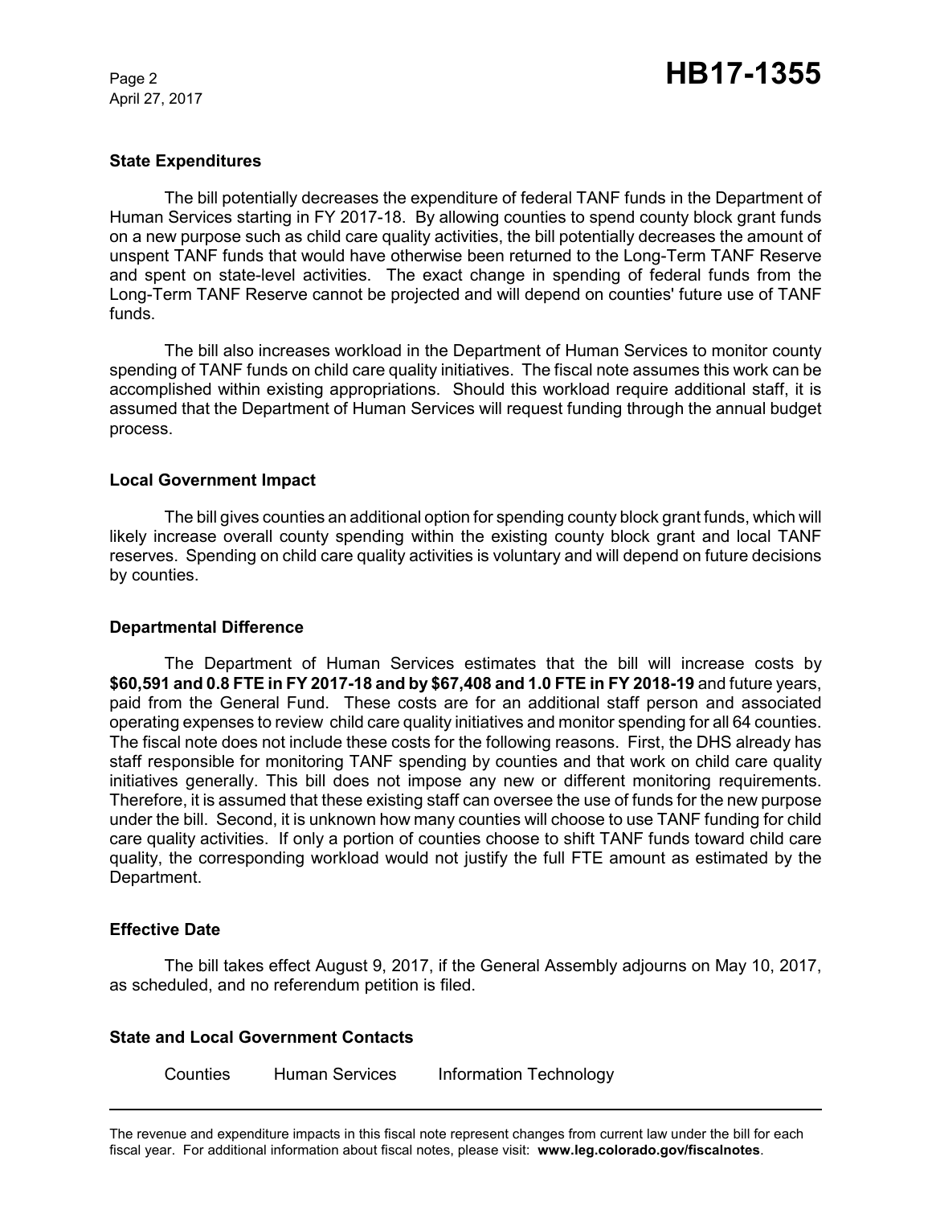### State Expenditures

The bill potentially decreases the expenditure of federal TANF funds in the Department of Human Services starting in FY 2017-18. By allowing counties to spend county block grant funds on a new purpose such as child care quality activities, the bill potentially decreases the amount of unspent TANF funds that would have otherwise been returned to the Long-Term TANF Reserve and spent on state-level activities. The exact change in spending of federal funds from the Long-Term TANF Reserve cannot be projected and will depend on counties' future use of TANF funds.

The bill also increases workload in the Department of Human Services to monitor county spending of TANF funds on child care quality initiatives. The fiscal note assumes this work can be accomplished within existing appropriations. Should this workload require additional staff, it is assumed that the Department of Human Services will request funding through the annual budget process.

### Local Government Impact

The bill gives counties an additional option for spending county block grant funds, which will likely increase overall county spending within the existing county block grant and local TANF reserves. Spending on child care quality activities is voluntary and will depend on future decisions by counties.

### Departmental Difference

The Department of Human Services estimates that the bill will increase costs by **$60,591 and 0.8 FTE in FY 2017-18 and by $67,408 and 1.0 FTE in FY 2018-19** and future years, paid from the General Fund. These costs are for an additional staff person and associated operating expenses to review child care quality initiatives and monitor spending for all 64 counties. The fiscal note does not include these costs for the following reasons. First, the DHS already has staff responsible for monitoring TANF spending by counties and that work on child care quality initiatives generally. This bill does not impose any new or different monitoring requirements. Therefore, it is assumed that these existing staff can oversee the use of funds for the new purpose under the bill. Second, it is unknown how many counties will choose to use TANF funding for child care quality activities. If only a portion of counties choose to shift TANF funds toward child care quality, the corresponding workload would not justify the full FTE amount as estimated by the Department.

### Effective Date

The bill takes effect August 9, 2017, if the General Assembly adjourns on May 10, 2017, as scheduled, and no referendum petition is filed.

### State and Local Government Contacts

Counties    Human Services    Information Technology

The revenue and expenditure impacts in this fiscal note represent changes from current law under the bill for each fiscal year. For additional information about fiscal notes, please visit: **www.leg.colorado.gov/fiscalnotes**.